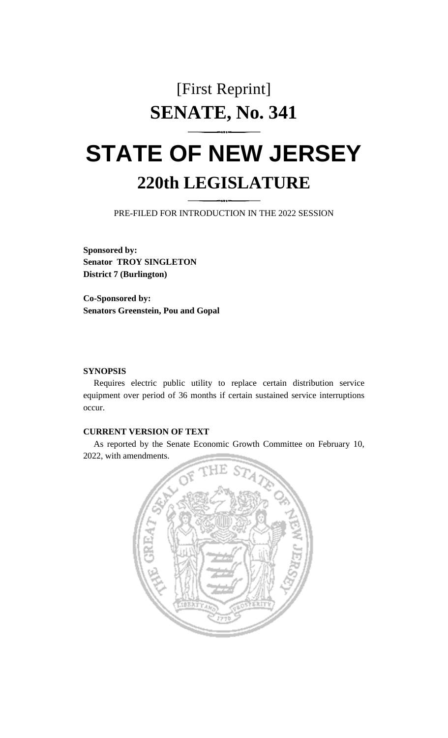[First Reprint]

# SENATE, No. 341

# STATE OF NEW JERSEY

## 220th LEGISLATURE

PRE-FILED FOR INTRODUCTION IN THE 2022 SESSION

**Sponsored by:**
**Senator TROY SINGLETON**
**District 7 (Burlington)**

**Co-Sponsored by:**
**Senators Greenstein, Pou and Gopal**

**SYNOPSIS**

Requires electric public utility to replace certain distribution service equipment over period of 36 months if certain sustained service interruptions occur.

**CURRENT VERSION OF TEXT**

As reported by the Senate Economic Growth Committee on February 10, 2022, with amendments.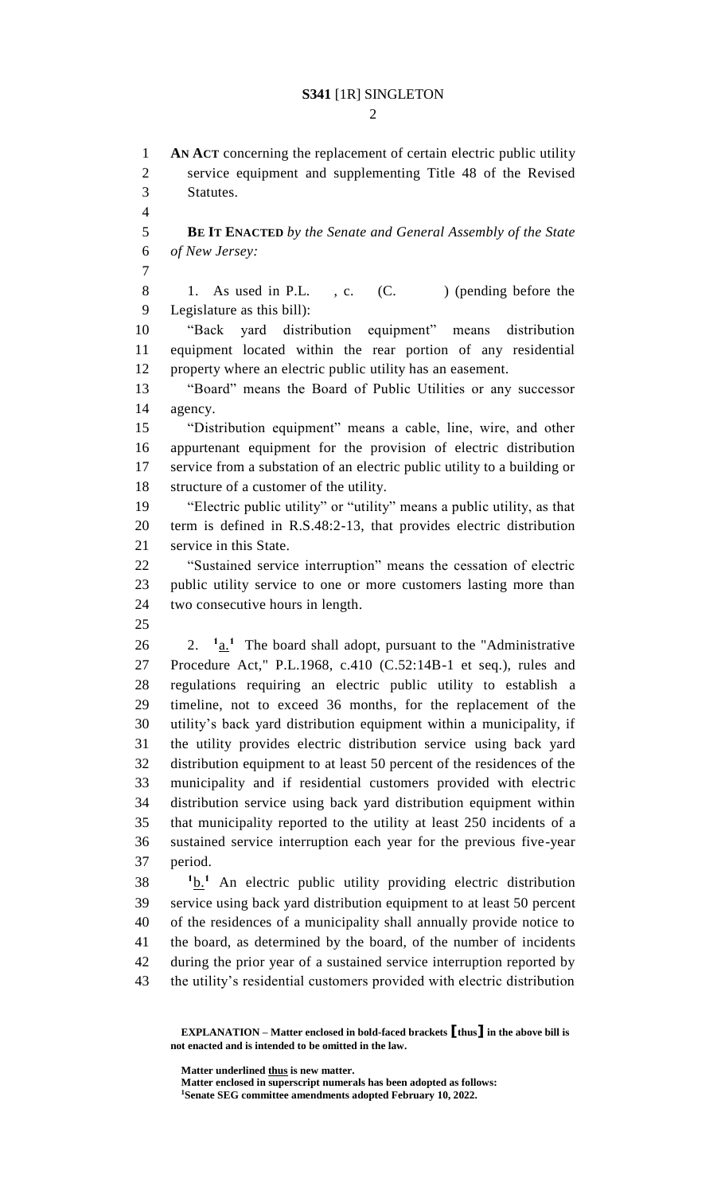**AN ACT** concerning the replacement of certain electric public utility service equipment and supplementing Title 48 of the Revised Statutes.

**BE IT ENACTED** *by the Senate and General Assembly of the State of New Jersey:*

1. As used in P.L. , c. (C. ) (pending before the Legislature as this bill):

"Back yard distribution equipment" means distribution equipment located within the rear portion of any residential property where an electric public utility has an easement.

"Board" means the Board of Public Utilities or any successor agency.

"Distribution equipment" means a cable, line, wire, and other appurtenant equipment for the provision of electric distribution service from a substation of an electric public utility to a building or structure of a customer of the utility.

"Electric public utility" or "utility" means a public utility, as that term is defined in R.S.48:2-13, that provides electric distribution service in this State.

"Sustained service interruption" means the cessation of electric public utility service to one or more customers lasting more than two consecutive hours in length.

2. [1]<u>a.</u>[1] The board shall adopt, pursuant to the "Administrative Procedure Act," P.L.1968, c.410 (C.52:14B-1 et seq.), rules and regulations requiring an electric public utility to establish a timeline, not to exceed 36 months, for the replacement of the utility's back yard distribution equipment within a municipality, if the utility provides electric distribution service using back yard distribution equipment to at least 50 percent of the residences of the municipality and if residential customers provided with electric distribution service using back yard distribution equipment within that municipality reported to the utility at least 250 incidents of a sustained service interruption each year for the previous five-year period.

[1]<u>b.</u>[1] An electric public utility providing electric distribution service using back yard distribution equipment to at least 50 percent of the residences of a municipality shall annually provide notice to the board, as determined by the board, of the number of incidents during the prior year of a sustained service interruption reported by the utility's residential customers provided with electric distribution

**EXPLANATION – Matter enclosed in bold-faced brackets [thus] in the above bill is not enacted and is intended to be omitted in the law.**

**Matter underlined <u>thus</u> is new matter.**
**Matter enclosed in superscript numerals has been adopted as follows:**
**[1]Senate SEG committee amendments adopted February 10, 2022.**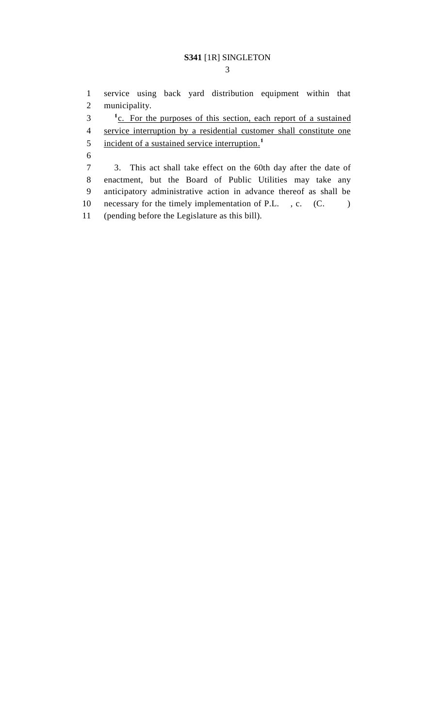service using back yard distribution equipment within that municipality.

[1]c. For the purposes of this section, each report of a sustained service interruption by a residential customer shall constitute one incident of a sustained service interruption.[1]

3. This act shall take effect on the 60th day after the date of enactment, but the Board of Public Utilities may take any anticipatory administrative action in advance thereof as shall be necessary for the timely implementation of P.L. , c. (C. ) (pending before the Legislature as this bill).